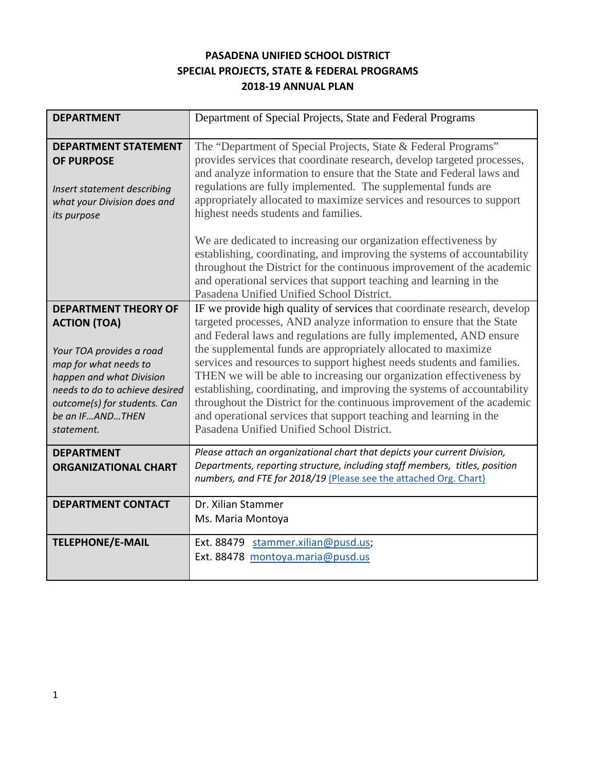# PASADENA UNIFIED SCHOOL DISTRICT
## SPECIAL PROJECTS, STATE & FEDERAL PROGRAMS
## 2018-19 ANNUAL PLAN

| | |
|---|---|
| **DEPARTMENT** | Department of Special Projects, State and Federal Programs |
| **DEPARTMENT STATEMENT OF PURPOSE**<br><br>*Insert statement describing what your Division does and its purpose* | The "Department of Special Projects, State & Federal Programs" provides services that coordinate research, develop targeted processes, and analyze information to ensure that the State and Federal laws and regulations are fully implemented. The supplemental funds are appropriately allocated to maximize services and resources to support highest needs students and families.<br><br>We are dedicated to increasing our organization effectiveness by establishing, coordinating, and improving the systems of accountability throughout the District for the continuous improvement of the academic and operational services that support teaching and learning in the Pasadena Unified Unified School District. |
| **DEPARTMENT THEORY OF ACTION (TOA)**<br><br>*Your TOA provides a road map for what needs to happen and what Division needs to do to achieve desired outcome(s) for students. Can be an IF…AND…THEN statement.* | IF we provide high quality of services that coordinate research, develop targeted processes, AND analyze information to ensure that the State and Federal laws and regulations are fully implemented, AND ensure the supplemental funds are appropriately allocated to maximize services and resources to support highest needs students and families. THEN we will be able to increasing our organization effectiveness by establishing, coordinating, and improving the systems of accountability throughout the District for the continuous improvement of the academic and operational services that support teaching and learning in the Pasadena Unified Unified School District. |
| **DEPARTMENT ORGANIZATIONAL CHART** | *Please attach an organizational chart that depicts your current Division, Departments, reporting structure, including staff members, titles, position numbers, and FTE for 2018/19* (Please see the attached Org. Chart) |
| **DEPARTMENT CONTACT** | Dr. Xilian Stammer<br>Ms. Maria Montoya |
| **TELEPHONE/E-MAIL** | Ext. 88479 stammer.xilian@pusd.us;<br>Ext. 88478 montoya.maria@pusd.us |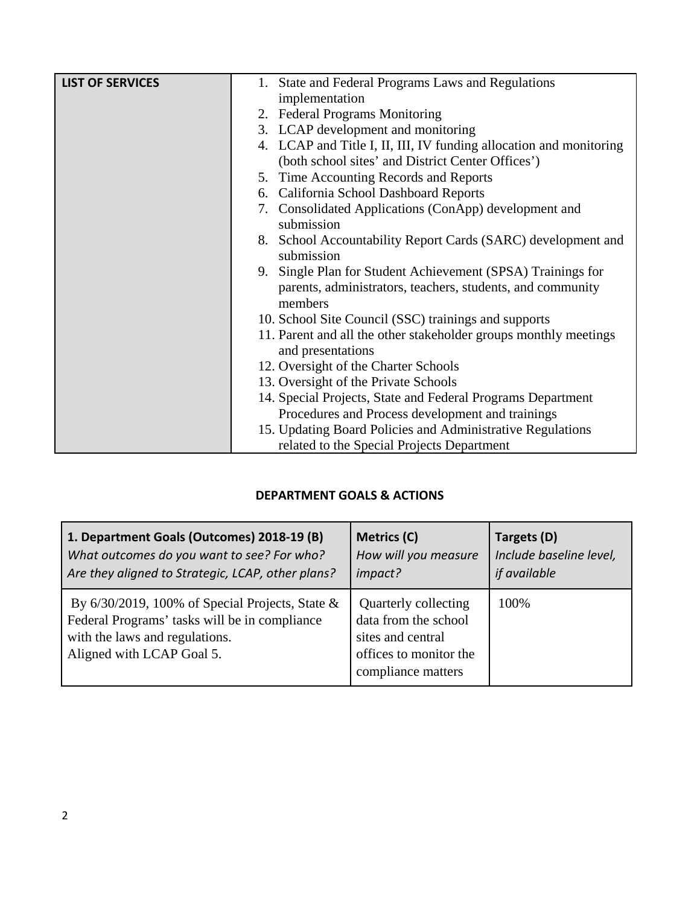| LIST OF SERVICES | 1. State and Federal Programs Laws and Regulations implementation<br>2. Federal Programs Monitoring<br>3. LCAP development and monitoring<br>4. LCAP and Title I, II, III, IV funding allocation and monitoring (both school sites' and District Center Offices')<br>5. Time Accounting Records and Reports<br>6. California School Dashboard Reports<br>7. Consolidated Applications (ConApp) development and submission<br>8. School Accountability Report Cards (SARC) development and submission<br>9. Single Plan for Student Achievement (SPSA) Trainings for parents, administrators, teachers, students, and community members<br>10. School Site Council (SSC) trainings and supports<br>11. Parent and all the other stakeholder groups monthly meetings and presentations<br>12. Oversight of the Charter Schools<br>13. Oversight of the Private Schools<br>14. Special Projects, State and Federal Programs Department Procedures and Process development and trainings<br>15. Updating Board Policies and Administrative Regulations related to the Special Projects Department |
|---|---|

## DEPARTMENT GOALS & ACTIONS

| **1. Department Goals (Outcomes) 2018-19 (B)**<br>*What outcomes do you want to see? For who? Are they aligned to Strategic, LCAP, other plans?* | **Metrics (C)**<br>*How will you measure impact?* | **Targets (D)**<br>*Include baseline level, if available* |
|---|---|---|
| By 6/30/2019, 100% of Special Projects, State & Federal Programs' tasks will be in compliance with the laws and regulations.<br>Aligned with LCAP Goal 5. | Quarterly collecting data from the school sites and central offices to monitor the compliance matters | 100% |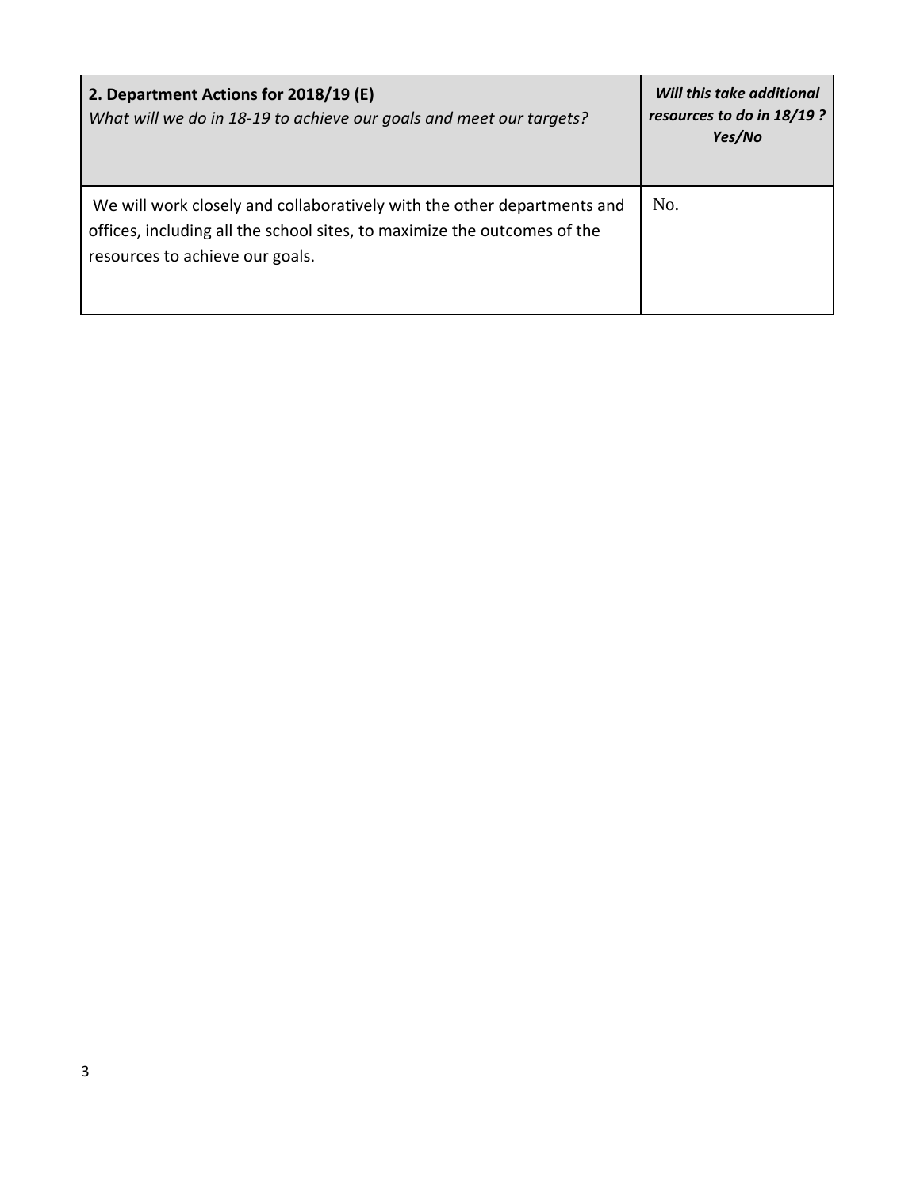| **2. Department Actions for 2018/19 (E)**<br>*What will we do in 18-19 to achieve our goals and meet our targets?* | ***Will this take additional resources to do in 18/19 ? Yes/No*** |
|---|---|
| We will work closely and collaboratively with the other departments and offices, including all the school sites, to maximize the outcomes of the resources to achieve our goals. | No. |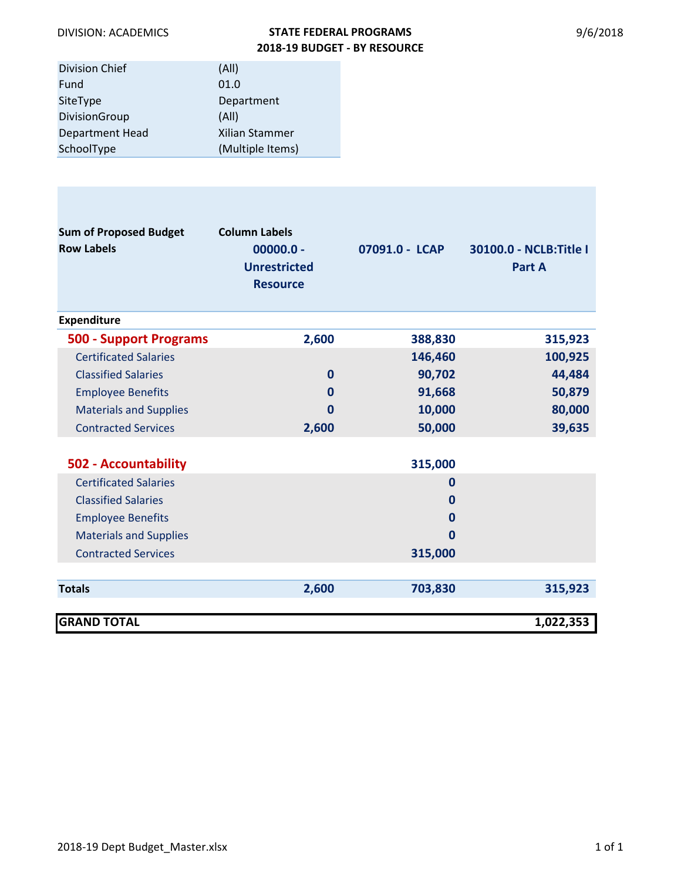DIVISION: ACADEMICS

**STATE FEDERAL PROGRAMS**
**2018-19 BUDGET - BY RESOURCE**

9/6/2018

| | |
|---|---|
| Division Chief | (All) |
| Fund | 01.0 |
| SiteType | Department |
| DivisionGroup | (All) |
| Department Head | Xilian Stammer |
| SchoolType | (Multiple Items) |

| **Sum of Proposed Budget** / **Row Labels** | **Column Labels** 00000.0 - Unrestricted Resource | 07091.0 - LCAP | 30100.0 - NCLB:Title I Part A |
|---|---|---|---|
| **Expenditure** | | | |
| **500 - Support Programs** | **2,600** | **388,830** | **315,923** |
| Certificated Salaries | | 146,460 | 100,925 |
| Classified Salaries | 0 | 90,702 | 44,484 |
| Employee Benefits | 0 | 91,668 | 50,879 |
| Materials and Supplies | 0 | 10,000 | 80,000 |
| Contracted Services | 2,600 | 50,000 | 39,635 |
| **502 - Accountability** | | **315,000** | |
| Certificated Salaries | | 0 | |
| Classified Salaries | | 0 | |
| Employee Benefits | | 0 | |
| Materials and Supplies | | 0 | |
| Contracted Services | | 315,000 | |
| **Totals** | **2,600** | **703,830** | **315,923** |
| **GRAND TOTAL** | | | **1,022,353** |

2018-19 Dept Budget_Master.xlsx